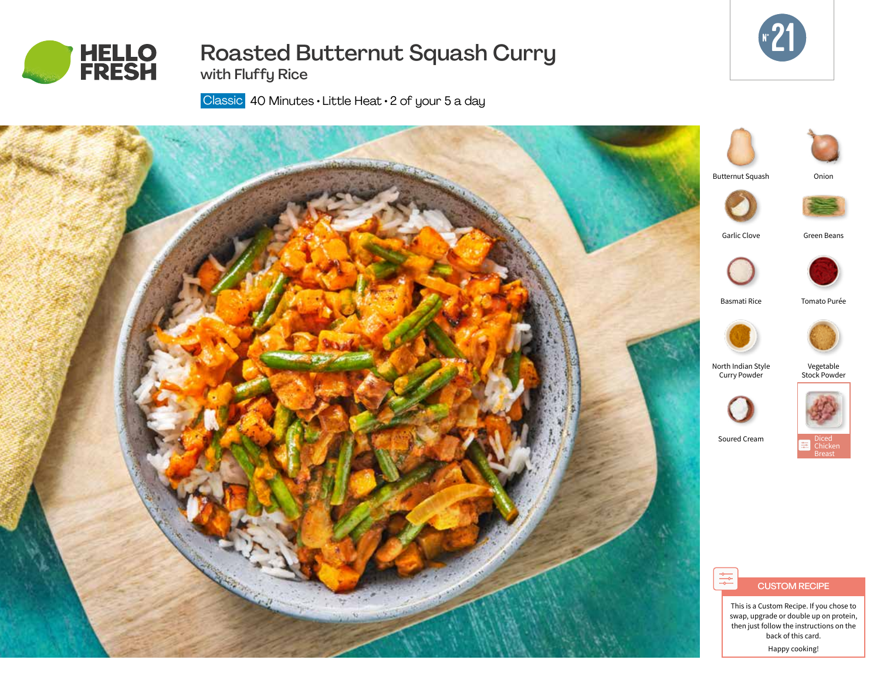HELLO FRESH

# Roasted Butternut Squash Curry

## with Fluffy Rice

Classic 40 Minutes • Little Heat • 2 of your 5 a day

N° 21

- Butternut Squash
- Onion
- Garlic Clove
- Green Beans
- Basmati Rice
- Tomato Purée
- North Indian Style Curry Powder
- Vegetable Stock Powder
- Soured Cream
- Diced Chicken Breast

**CUSTOM RECIPE**

This is a Custom Recipe. If you chose to swap, upgrade or double up on protein, then just follow the instructions on the back of this card.

Happy cooking!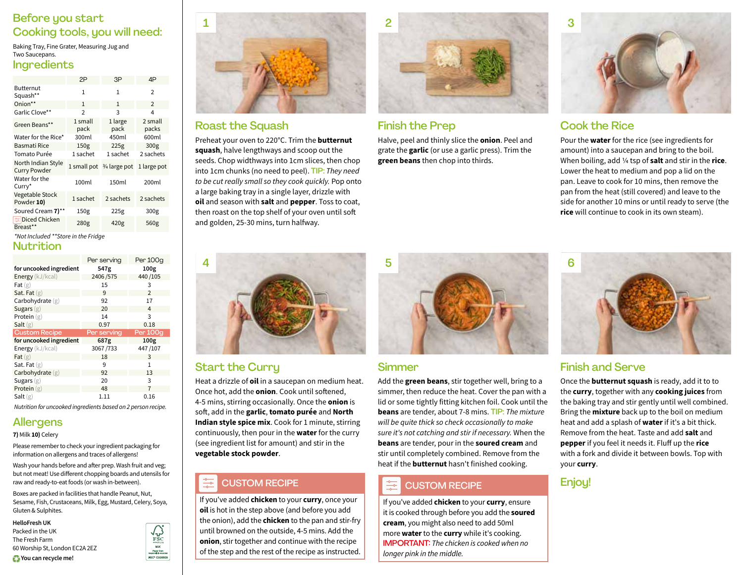## Before you start
## Cooking tools, you will need:

Baking Tray, Fine Grater, Measuring Jug and Two Saucepans.

## Ingredients

| | 2P | 3P | 4P |
|---|---|---|---|
| Butternut Squash** | 1 | 1 | 2 |
| Onion** | 1 | 1 | 2 |
| Garlic Clove** | 2 | 3 | 4 |
| Green Beans** | 1 small pack | 1 large pack | 2 small packs |
| Water for the Rice* | 300ml | 450ml | 600ml |
| Basmati Rice | 150g | 225g | 300g |
| Tomato Purée | 1 sachet | 1 sachet | 2 sachets |
| North Indian Style Curry Powder | 1 small pot | ¾ large pot | 1 large pot |
| Water for the Curry* | 100ml | 150ml | 200ml |
| Vegetable Stock Powder **10)** | 1 sachet | 2 sachets | 2 sachets |
| Soured Cream **7)**** | 150g | 225g | 300g |
| Diced Chicken Breast** | 280g | 420g | 560g |

*Not Included **Store in the Fridge*

## Nutrition

| | Per serving | Per 100g |
|---|---|---|
| **for uncooked ingredient** | **547g** | **100g** |
| Energy (kJ/kcal) | 2406 /575 | 440 /105 |
| Fat (g) | 15 | 3 |
| Sat. Fat (g) | 9 | 2 |
| Carbohydrate (g) | 92 | 17 |
| Sugars (g) | 20 | 4 |
| Protein (g) | 14 | 3 |
| Salt (g) | 0.97 | 0.18 |
| **Custom Recipe** | **Per serving** | **Per 100g** |
| **for uncooked ingredient** | **687g** | **100g** |
| Energy (kJ/kcal) | 3067 /733 | 447 /107 |
| Fat (g) | 18 | 3 |
| Sat. Fat (g) | 9 | 1 |
| Carbohydrate (g) | 92 | 13 |
| Sugars (g) | 20 | 3 |
| Protein (g) | 48 | 7 |
| Salt (g) | 1.11 | 0.16 |

*Nutrition for uncooked ingredients based on 2 person recipe.*

## Allergens

**7)** Milk **10)** Celery

Please remember to check your ingredient packaging for information on allergens and traces of allergens!

Wash your hands before and after prep. Wash fruit and veg; but not meat! Use different chopping boards and utensils for raw and ready-to-eat foods (or wash in-between).

Boxes are packed in facilities that handle Peanut, Nut, Sesame, Fish, Crustaceans, Milk, Egg, Mustard, Celery, Soya, Gluten & Sulphites.

**HelloFresh UK**
Packed in the UK
The Fresh Farm
60 Worship St, London EC2A 2EZ
**You can recycle me!**

## 1 Roast the Squash

Preheat your oven to 220°C. Trim the **butternut squash**, halve lengthways and scoop out the seeds. Chop widthways into 1cm slices, then chop into 1cm chunks (no need to peel). TIP: *They need to be cut really small so they cook quickly.* Pop onto a large baking tray in a single layer, drizzle with **oil** and season with **salt** and **pepper**. Toss to coat, then roast on the top shelf of your oven until soft and golden, 25-30 mins, turn halfway.

## 2 Finish the Prep

Halve, peel and thinly slice the **onion**. Peel and grate the **garlic** (or use a garlic press). Trim the **green beans** then chop into thirds.

## 3 Cook the Rice

Pour the **water** for the rice (see ingredients for amount) into a saucepan and bring to the boil. When boiling, add ¼ tsp of **salt** and stir in the **rice**. Lower the heat to medium and pop a lid on the pan. Leave to cook for 10 mins, then remove the pan from the heat (still covered) and leave to the side for another 10 mins or until ready to serve (the **rice** will continue to cook in its own steam).

## 4 Start the Curry

Heat a drizzle of **oil** in a saucepan on medium heat. Once hot, add the **onion**. Cook until softened, 4-5 mins, stirring occasionally. Once the **onion** is soft, add in the **garlic**, **tomato purée** and **North Indian style spice mix**. Cook for 1 minute, stirring continuously, then pour in the **water** for the curry (see ingredient list for amount) and stir in the **vegetable stock powder**.

### CUSTOM RECIPE

If you've added **chicken** to your **curry**, once your **oil** is hot in the step above (and before you add the onion), add the **chicken** to the pan and stir-fry until browned on the outside, 4-5 mins. Add the **onion**, stir together and continue with the recipe of the step and the rest of the recipe as instructed.

## 5 Simmer

Add the **green beans**, stir together well, bring to a simmer, then reduce the heat. Cover the pan with a lid or some tightly fitting kitchen foil. Cook until the **beans** are tender, about 7-8 mins. TIP: *The mixture will be quite thick so check occasionally to make sure it's not catching and stir if necessary.* When the **beans** are tender, pour in the **soured cream** and stir until completely combined. Remove from the heat if the **butternut** hasn't finished cooking.

### CUSTOM RECIPE

If you've added **chicken** to your **curry**, ensure it is cooked through before you add the **soured cream**, you might also need to add 50ml more **water** to the **curry** while it's cooking. IMPORTANT: *The chicken is cooked when no longer pink in the middle.*

## 6 Finish and Serve

Once the **butternut squash** is ready, add it to to the **curry**, together with any **cooking juices** from the baking tray and stir gently until well combined. Bring the **mixture** back up to the boil on medium heat and add a splash of **water** if it's a bit thick. Remove from the heat. Taste and add **salt** and **pepper** if you feel it needs it. Fluff up the **rice** with a fork and divide it between bowls. Top with your **curry**.

## Enjoy!